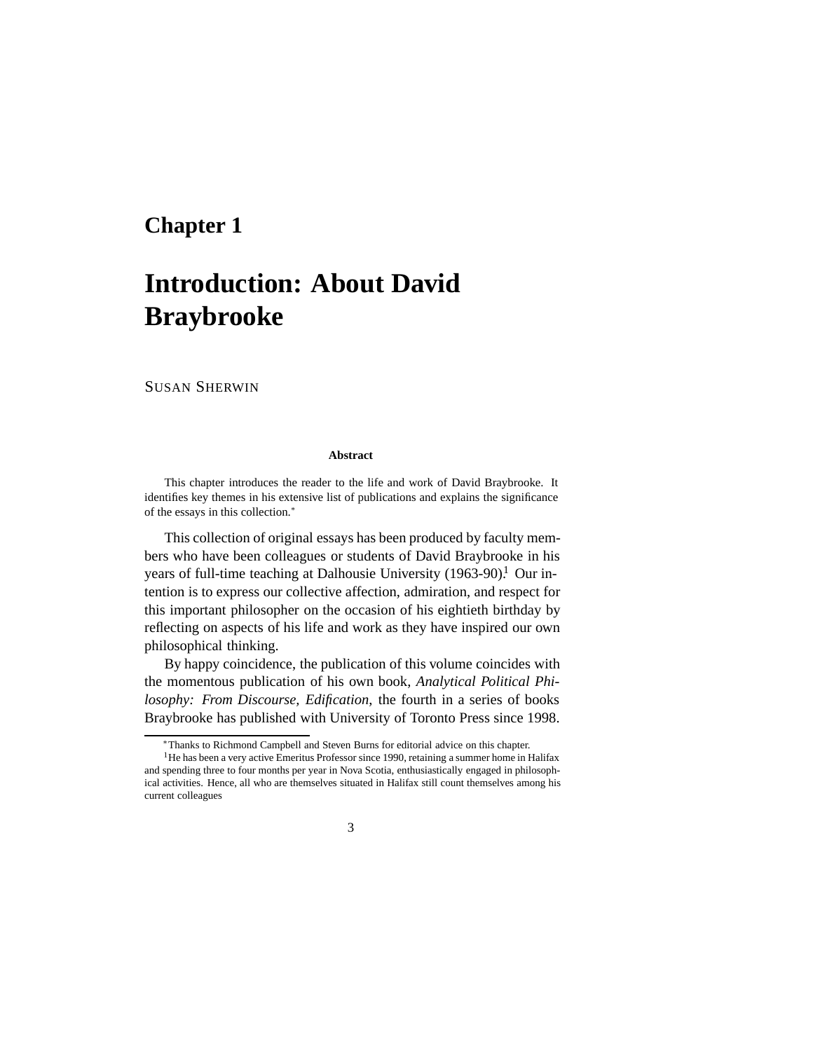# Chapter 1

# Introduction: About David Braybrooke

SUSAN SHERWIN

**Abstract**

This chapter introduces the reader to the life and work of David Braybrooke. It identifies key themes in his extensive list of publications and explains the significance of the essays in this collection.[*]

This collection of original essays has been produced by faculty members who have been colleagues or students of David Braybrooke in his years of full-time teaching at Dalhousie University (1963-90).[1] Our intention is to express our collective affection, admiration, and respect for this important philosopher on the occasion of his eightieth birthday by reflecting on aspects of his life and work as they have inspired our own philosophical thinking.

By happy coincidence, the publication of this volume coincides with the momentous publication of his own book, *Analytical Political Philosophy: From Discourse, Edification*, the fourth in a series of books Braybrooke has published with University of Toronto Press since 1998.

---

[*] Thanks to Richmond Campbell and Steven Burns for editorial advice on this chapter.

[1] He has been a very active Emeritus Professor since 1990, retaining a summer home in Halifax and spending three to four months per year in Nova Scotia, enthusiastically engaged in philosophical activities. Hence, all who are themselves situated in Halifax still count themselves among his current colleagues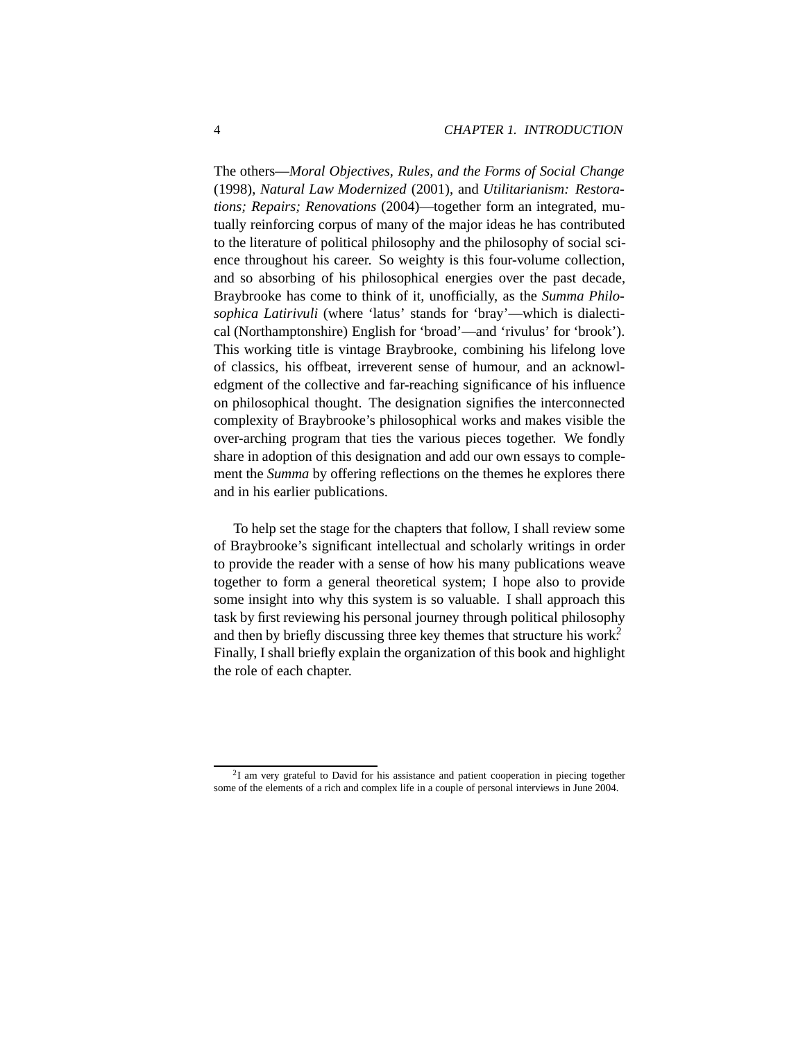The others—*Moral Objectives, Rules, and the Forms of Social Change* (1998), *Natural Law Modernized* (2001), and *Utilitarianism: Restorations; Repairs; Renovations* (2004)—together form an integrated, mutually reinforcing corpus of many of the major ideas he has contributed to the literature of political philosophy and the philosophy of social science throughout his career. So weighty is this four-volume collection, and so absorbing of his philosophical energies over the past decade, Braybrooke has come to think of it, unofficially, as the *Summa Philosophica Latirivuli* (where 'latus' stands for 'bray'—which is dialectical (Northamptonshire) English for 'broad'—and 'rivulus' for 'brook'). This working title is vintage Braybrooke, combining his lifelong love of classics, his offbeat, irreverent sense of humour, and an acknowledgment of the collective and far-reaching significance of his influence on philosophical thought. The designation signifies the interconnected complexity of Braybrooke's philosophical works and makes visible the over-arching program that ties the various pieces together. We fondly share in adoption of this designation and add our own essays to complement the *Summa* by offering reflections on the themes he explores there and in his earlier publications.

To help set the stage for the chapters that follow, I shall review some of Braybrooke's significant intellectual and scholarly writings in order to provide the reader with a sense of how his many publications weave together to form a general theoretical system; I hope also to provide some insight into why this system is so valuable. I shall approach this task by first reviewing his personal journey through political philosophy and then by briefly discussing three key themes that structure his work.[2] Finally, I shall briefly explain the organization of this book and highlight the role of each chapter.

[2] I am very grateful to David for his assistance and patient cooperation in piecing together some of the elements of a rich and complex life in a couple of personal interviews in June 2004.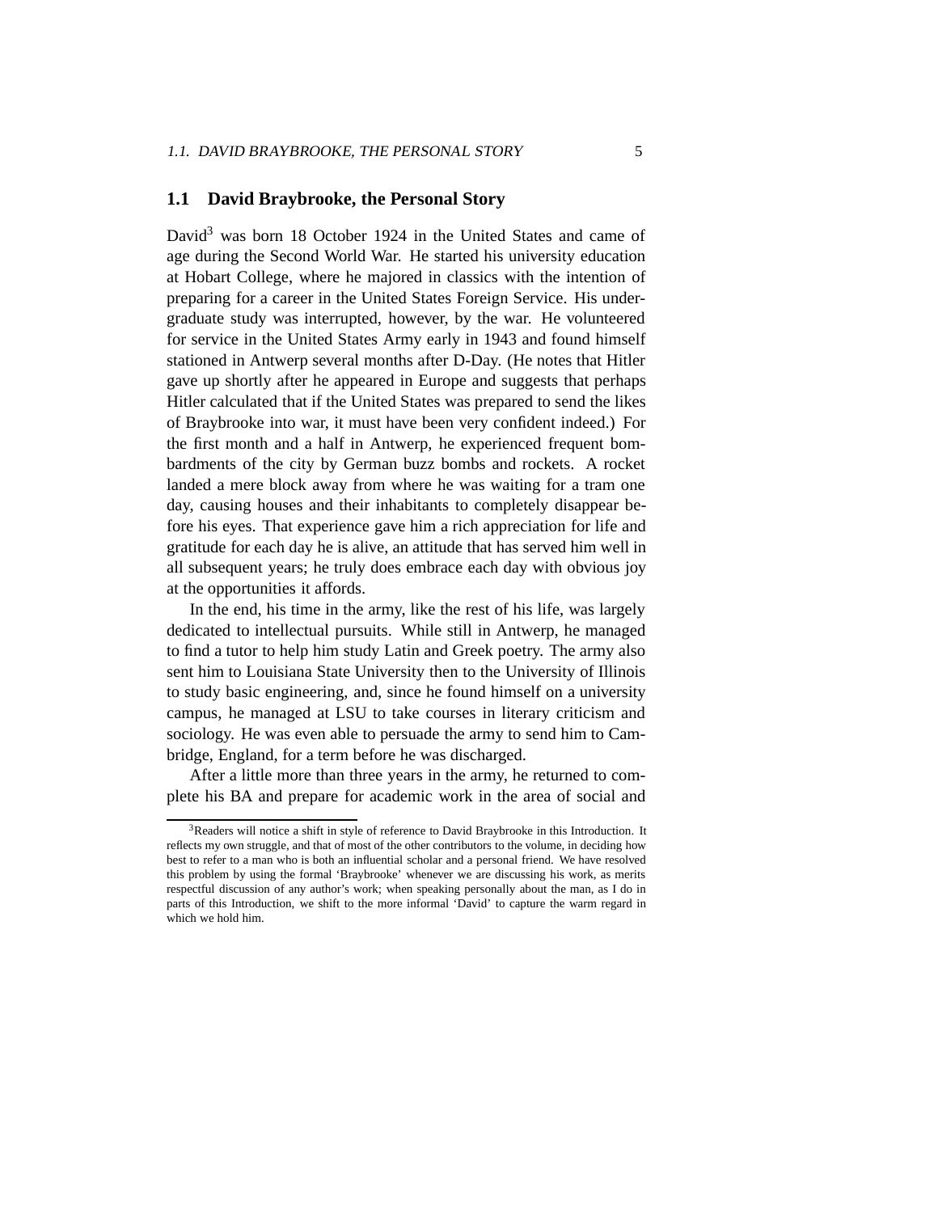## 1.1 David Braybrooke, the Personal Story

David[3] was born 18 October 1924 in the United States and came of age during the Second World War. He started his university education at Hobart College, where he majored in classics with the intention of preparing for a career in the United States Foreign Service. His undergraduate study was interrupted, however, by the war. He volunteered for service in the United States Army early in 1943 and found himself stationed in Antwerp several months after D-Day. (He notes that Hitler gave up shortly after he appeared in Europe and suggests that perhaps Hitler calculated that if the United States was prepared to send the likes of Braybrooke into war, it must have been very confident indeed.) For the first month and a half in Antwerp, he experienced frequent bombardments of the city by German buzz bombs and rockets. A rocket landed a mere block away from where he was waiting for a tram one day, causing houses and their inhabitants to completely disappear before his eyes. That experience gave him a rich appreciation for life and gratitude for each day he is alive, an attitude that has served him well in all subsequent years; he truly does embrace each day with obvious joy at the opportunities it affords.

In the end, his time in the army, like the rest of his life, was largely dedicated to intellectual pursuits. While still in Antwerp, he managed to find a tutor to help him study Latin and Greek poetry. The army also sent him to Louisiana State University then to the University of Illinois to study basic engineering, and, since he found himself on a university campus, he managed at LSU to take courses in literary criticism and sociology. He was even able to persuade the army to send him to Cambridge, England, for a term before he was discharged.

After a little more than three years in the army, he returned to complete his BA and prepare for academic work in the area of social and

[3] Readers will notice a shift in style of reference to David Braybrooke in this Introduction. It reflects my own struggle, and that of most of the other contributors to the volume, in deciding how best to refer to a man who is both an influential scholar and a personal friend. We have resolved this problem by using the formal 'Braybrooke' whenever we are discussing his work, as merits respectful discussion of any author's work; when speaking personally about the man, as I do in parts of this Introduction, we shift to the more informal 'David' to capture the warm regard in which we hold him.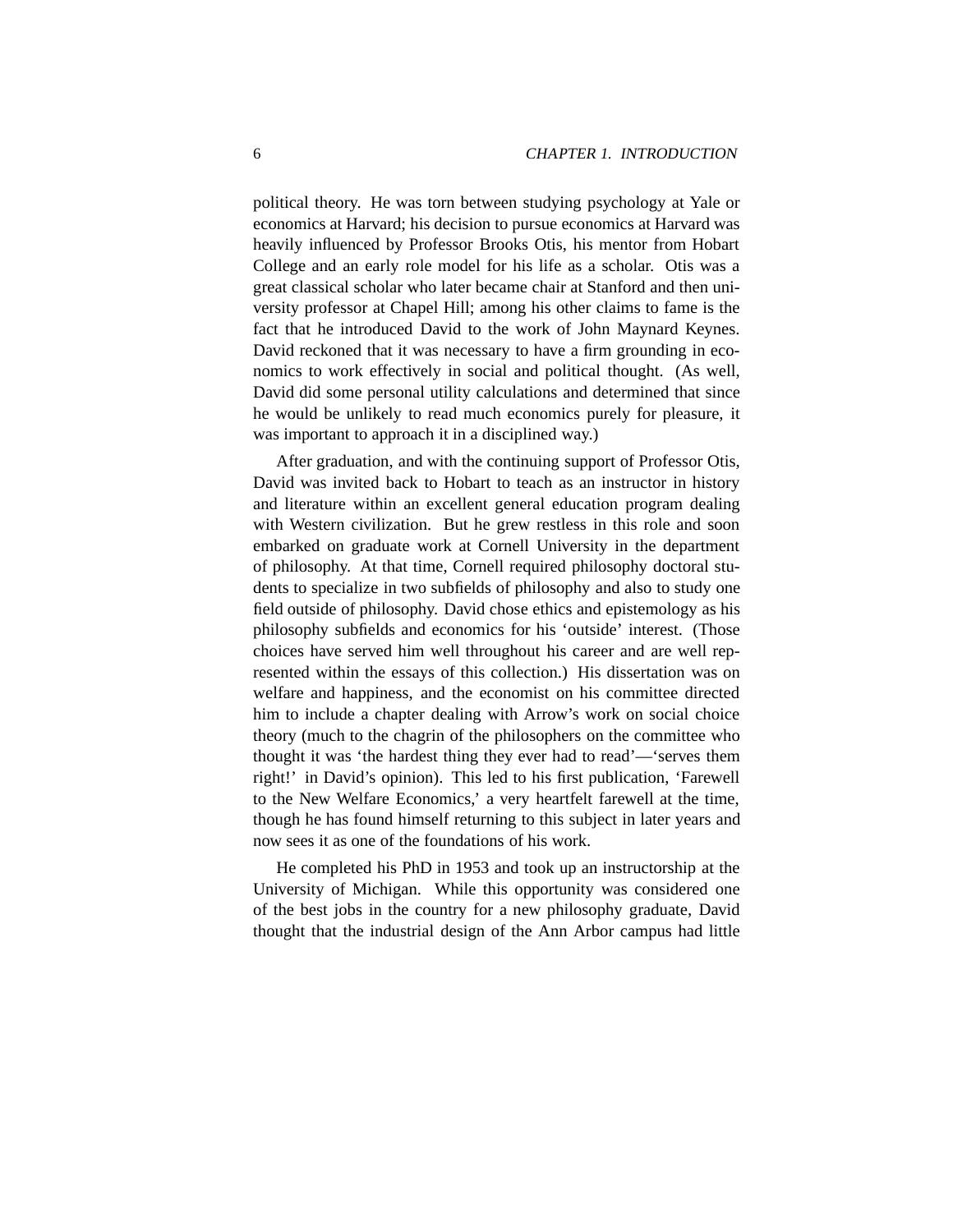political theory. He was torn between studying psychology at Yale or economics at Harvard; his decision to pursue economics at Harvard was heavily influenced by Professor Brooks Otis, his mentor from Hobart College and an early role model for his life as a scholar. Otis was a great classical scholar who later became chair at Stanford and then university professor at Chapel Hill; among his other claims to fame is the fact that he introduced David to the work of John Maynard Keynes. David reckoned that it was necessary to have a firm grounding in economics to work effectively in social and political thought. (As well, David did some personal utility calculations and determined that since he would be unlikely to read much economics purely for pleasure, it was important to approach it in a disciplined way.)

After graduation, and with the continuing support of Professor Otis, David was invited back to Hobart to teach as an instructor in history and literature within an excellent general education program dealing with Western civilization. But he grew restless in this role and soon embarked on graduate work at Cornell University in the department of philosophy. At that time, Cornell required philosophy doctoral students to specialize in two subfields of philosophy and also to study one field outside of philosophy. David chose ethics and epistemology as his philosophy subfields and economics for his 'outside' interest. (Those choices have served him well throughout his career and are well represented within the essays of this collection.) His dissertation was on welfare and happiness, and the economist on his committee directed him to include a chapter dealing with Arrow's work on social choice theory (much to the chagrin of the philosophers on the committee who thought it was 'the hardest thing they ever had to read'—'serves them right!' in David's opinion). This led to his first publication, 'Farewell to the New Welfare Economics,' a very heartfelt farewell at the time, though he has found himself returning to this subject in later years and now sees it as one of the foundations of his work.

He completed his PhD in 1953 and took up an instructorship at the University of Michigan. While this opportunity was considered one of the best jobs in the country for a new philosophy graduate, David thought that the industrial design of the Ann Arbor campus had little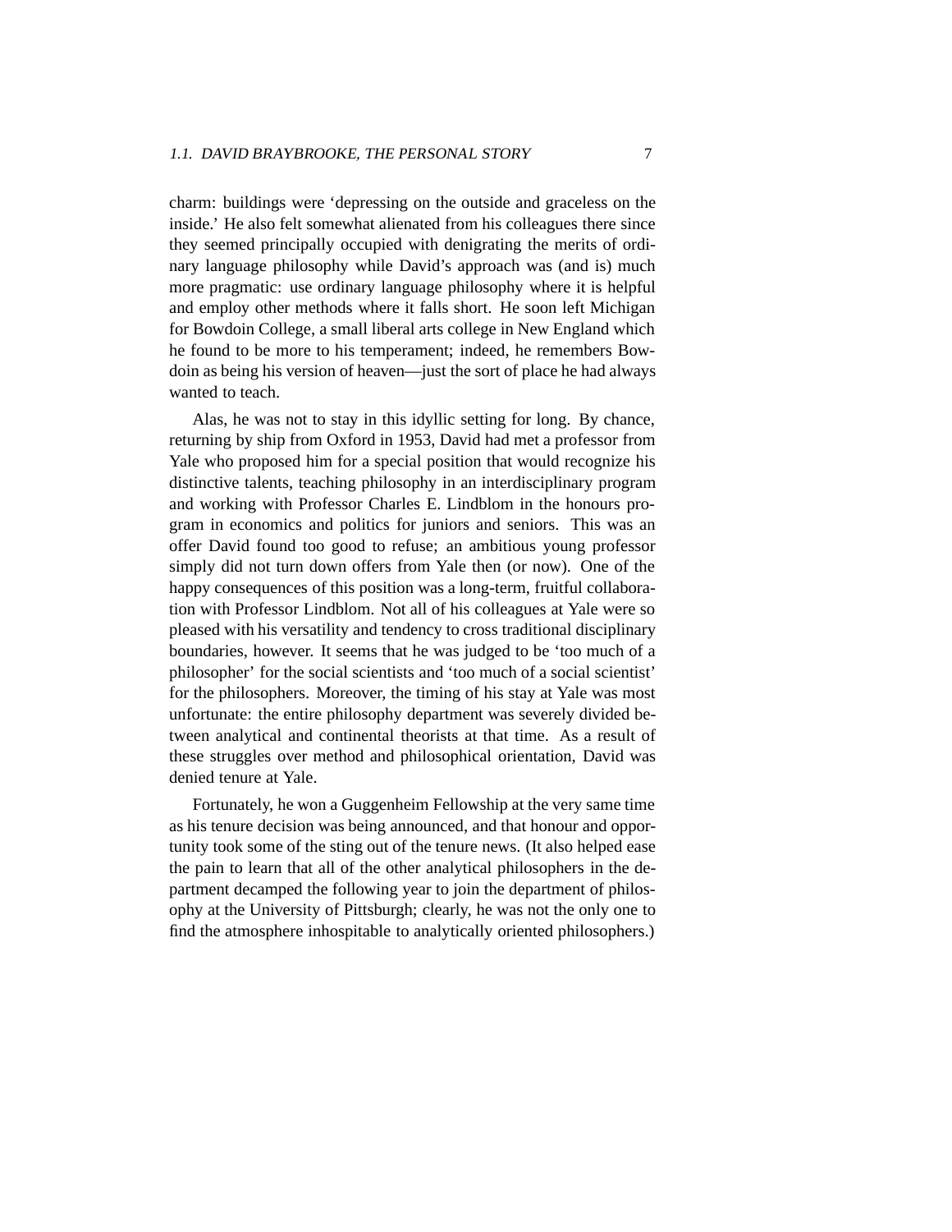charm: buildings were 'depressing on the outside and graceless on the inside.' He also felt somewhat alienated from his colleagues there since they seemed principally occupied with denigrating the merits of ordinary language philosophy while David's approach was (and is) much more pragmatic: use ordinary language philosophy where it is helpful and employ other methods where it falls short. He soon left Michigan for Bowdoin College, a small liberal arts college in New England which he found to be more to his temperament; indeed, he remembers Bowdoin as being his version of heaven—just the sort of place he had always wanted to teach.

Alas, he was not to stay in this idyllic setting for long. By chance, returning by ship from Oxford in 1953, David had met a professor from Yale who proposed him for a special position that would recognize his distinctive talents, teaching philosophy in an interdisciplinary program and working with Professor Charles E. Lindblom in the honours program in economics and politics for juniors and seniors. This was an offer David found too good to refuse; an ambitious young professor simply did not turn down offers from Yale then (or now). One of the happy consequences of this position was a long-term, fruitful collaboration with Professor Lindblom. Not all of his colleagues at Yale were so pleased with his versatility and tendency to cross traditional disciplinary boundaries, however. It seems that he was judged to be 'too much of a philosopher' for the social scientists and 'too much of a social scientist' for the philosophers. Moreover, the timing of his stay at Yale was most unfortunate: the entire philosophy department was severely divided between analytical and continental theorists at that time. As a result of these struggles over method and philosophical orientation, David was denied tenure at Yale.

Fortunately, he won a Guggenheim Fellowship at the very same time as his tenure decision was being announced, and that honour and opportunity took some of the sting out of the tenure news. (It also helped ease the pain to learn that all of the other analytical philosophers in the department decamped the following year to join the department of philosophy at the University of Pittsburgh; clearly, he was not the only one to find the atmosphere inhospitable to analytically oriented philosophers.)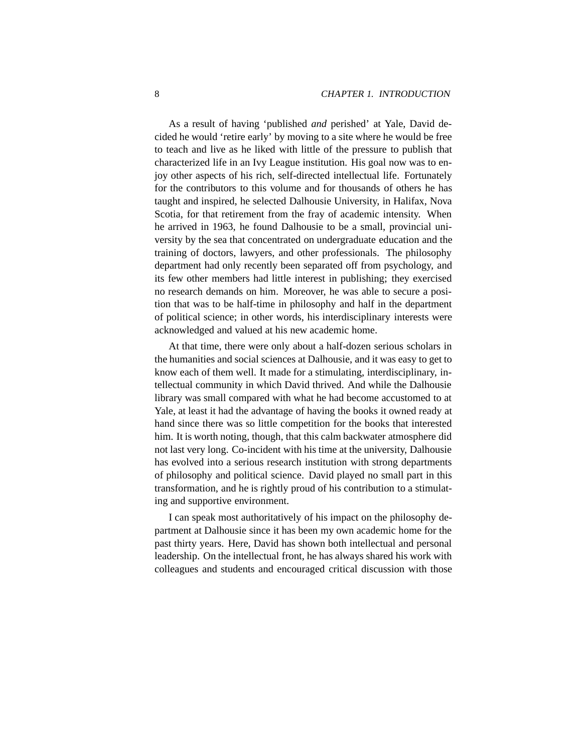As a result of having 'published *and* perished' at Yale, David decided he would 'retire early' by moving to a site where he would be free to teach and live as he liked with little of the pressure to publish that characterized life in an Ivy League institution. His goal now was to enjoy other aspects of his rich, self-directed intellectual life. Fortunately for the contributors to this volume and for thousands of others he has taught and inspired, he selected Dalhousie University, in Halifax, Nova Scotia, for that retirement from the fray of academic intensity. When he arrived in 1963, he found Dalhousie to be a small, provincial university by the sea that concentrated on undergraduate education and the training of doctors, lawyers, and other professionals. The philosophy department had only recently been separated off from psychology, and its few other members had little interest in publishing; they exercised no research demands on him. Moreover, he was able to secure a position that was to be half-time in philosophy and half in the department of political science; in other words, his interdisciplinary interests were acknowledged and valued at his new academic home.

At that time, there were only about a half-dozen serious scholars in the humanities and social sciences at Dalhousie, and it was easy to get to know each of them well. It made for a stimulating, interdisciplinary, intellectual community in which David thrived. And while the Dalhousie library was small compared with what he had become accustomed to at Yale, at least it had the advantage of having the books it owned ready at hand since there was so little competition for the books that interested him. It is worth noting, though, that this calm backwater atmosphere did not last very long. Co-incident with his time at the university, Dalhousie has evolved into a serious research institution with strong departments of philosophy and political science. David played no small part in this transformation, and he is rightly proud of his contribution to a stimulating and supportive environment.

I can speak most authoritatively of his impact on the philosophy department at Dalhousie since it has been my own academic home for the past thirty years. Here, David has shown both intellectual and personal leadership. On the intellectual front, he has always shared his work with colleagues and students and encouraged critical discussion with those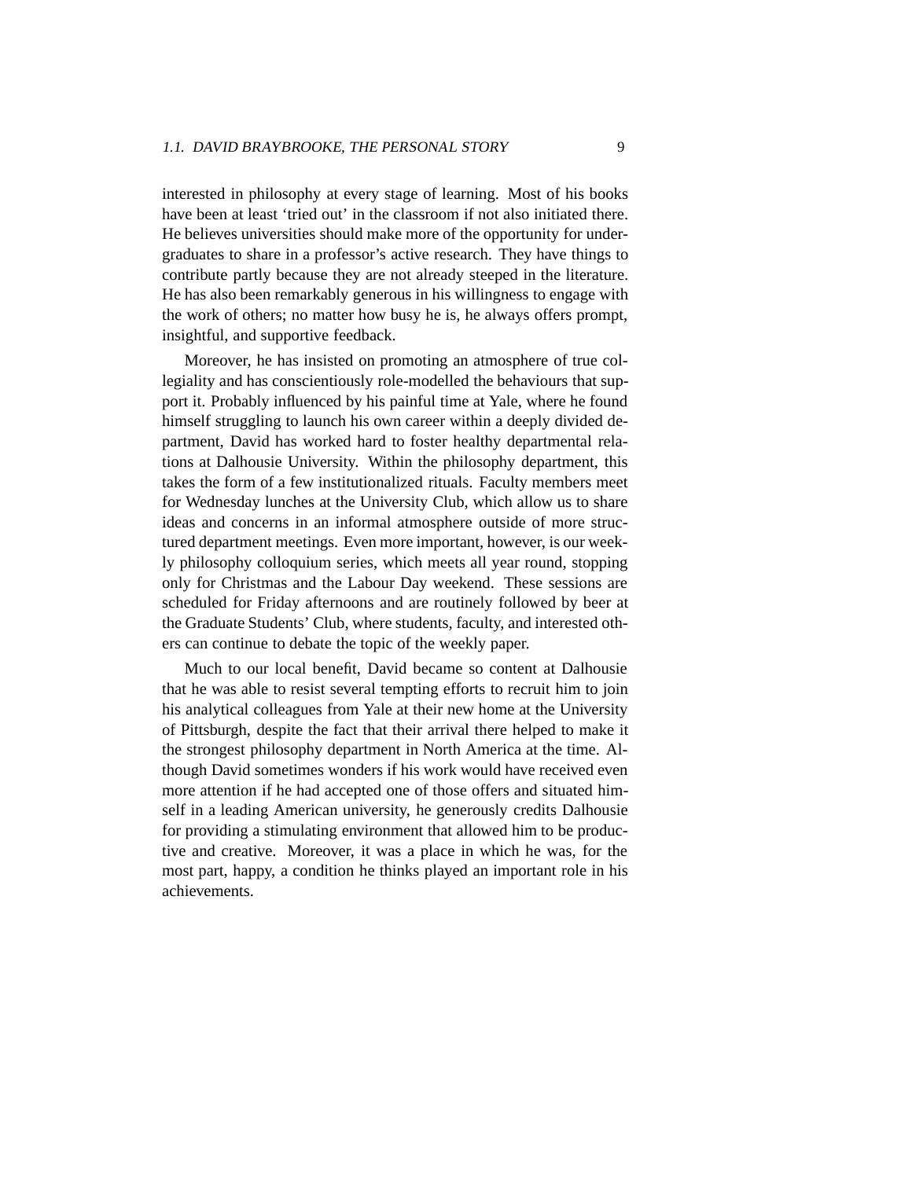interested in philosophy at every stage of learning. Most of his books have been at least 'tried out' in the classroom if not also initiated there. He believes universities should make more of the opportunity for undergraduates to share in a professor's active research. They have things to contribute partly because they are not already steeped in the literature. He has also been remarkably generous in his willingness to engage with the work of others; no matter how busy he is, he always offers prompt, insightful, and supportive feedback.

Moreover, he has insisted on promoting an atmosphere of true collegiality and has conscientiously role-modelled the behaviours that support it. Probably influenced by his painful time at Yale, where he found himself struggling to launch his own career within a deeply divided department, David has worked hard to foster healthy departmental relations at Dalhousie University. Within the philosophy department, this takes the form of a few institutionalized rituals. Faculty members meet for Wednesday lunches at the University Club, which allow us to share ideas and concerns in an informal atmosphere outside of more structured department meetings. Even more important, however, is our weekly philosophy colloquium series, which meets all year round, stopping only for Christmas and the Labour Day weekend. These sessions are scheduled for Friday afternoons and are routinely followed by beer at the Graduate Students' Club, where students, faculty, and interested others can continue to debate the topic of the weekly paper.

Much to our local benefit, David became so content at Dalhousie that he was able to resist several tempting efforts to recruit him to join his analytical colleagues from Yale at their new home at the University of Pittsburgh, despite the fact that their arrival there helped to make it the strongest philosophy department in North America at the time. Although David sometimes wonders if his work would have received even more attention if he had accepted one of those offers and situated himself in a leading American university, he generously credits Dalhousie for providing a stimulating environment that allowed him to be productive and creative. Moreover, it was a place in which he was, for the most part, happy, a condition he thinks played an important role in his achievements.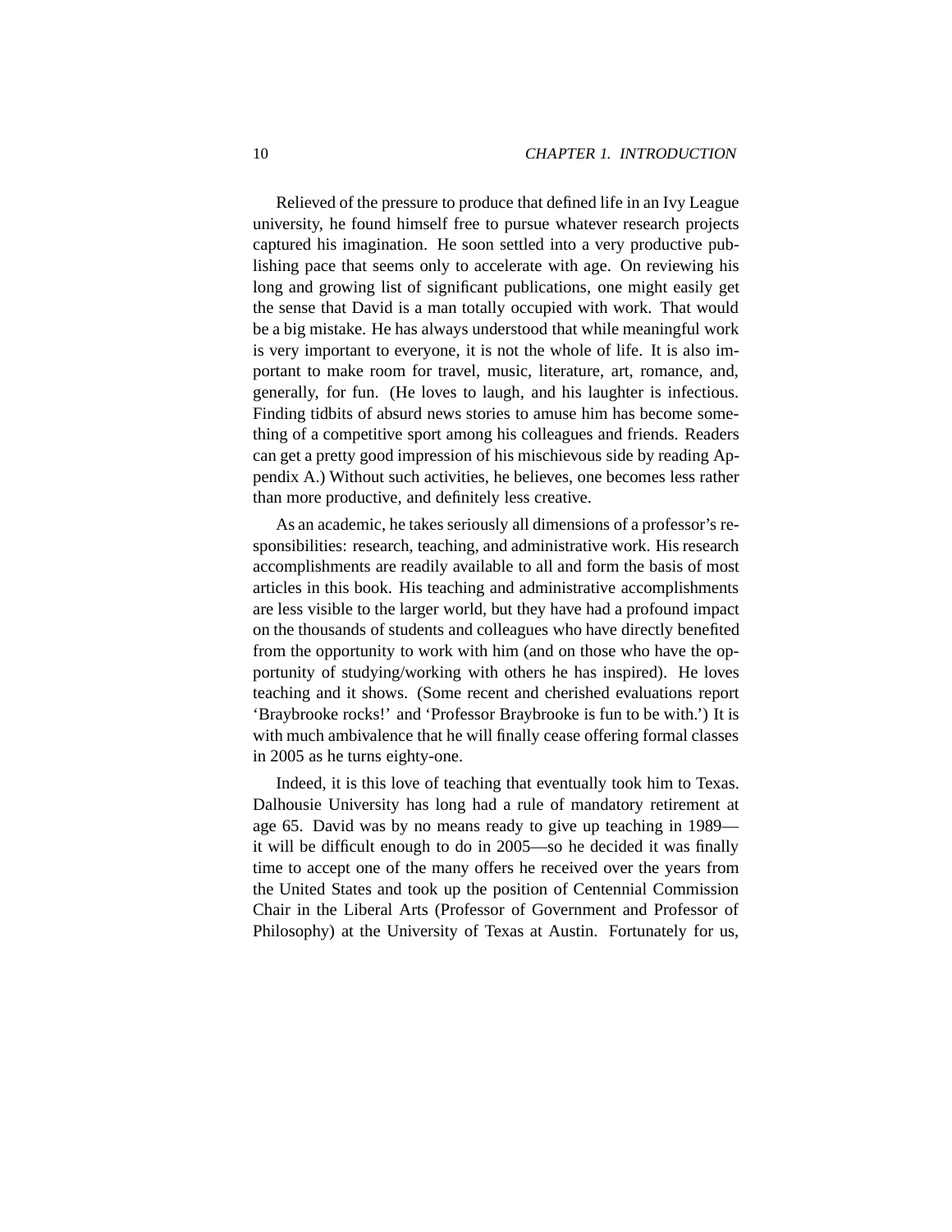Relieved of the pressure to produce that defined life in an Ivy League university, he found himself free to pursue whatever research projects captured his imagination. He soon settled into a very productive publishing pace that seems only to accelerate with age. On reviewing his long and growing list of significant publications, one might easily get the sense that David is a man totally occupied with work. That would be a big mistake. He has always understood that while meaningful work is very important to everyone, it is not the whole of life. It is also important to make room for travel, music, literature, art, romance, and, generally, for fun. (He loves to laugh, and his laughter is infectious. Finding tidbits of absurd news stories to amuse him has become something of a competitive sport among his colleagues and friends. Readers can get a pretty good impression of his mischievous side by reading Appendix A.) Without such activities, he believes, one becomes less rather than more productive, and definitely less creative.

As an academic, he takes seriously all dimensions of a professor's responsibilities: research, teaching, and administrative work. His research accomplishments are readily available to all and form the basis of most articles in this book. His teaching and administrative accomplishments are less visible to the larger world, but they have had a profound impact on the thousands of students and colleagues who have directly benefited from the opportunity to work with him (and on those who have the opportunity of studying/working with others he has inspired). He loves teaching and it shows. (Some recent and cherished evaluations report 'Braybrooke rocks!' and 'Professor Braybrooke is fun to be with.') It is with much ambivalence that he will finally cease offering formal classes in 2005 as he turns eighty-one.

Indeed, it is this love of teaching that eventually took him to Texas. Dalhousie University has long had a rule of mandatory retirement at age 65. David was by no means ready to give up teaching in 1989—it will be difficult enough to do in 2005—so he decided it was finally time to accept one of the many offers he received over the years from the United States and took up the position of Centennial Commission Chair in the Liberal Arts (Professor of Government and Professor of Philosophy) at the University of Texas at Austin. Fortunately for us,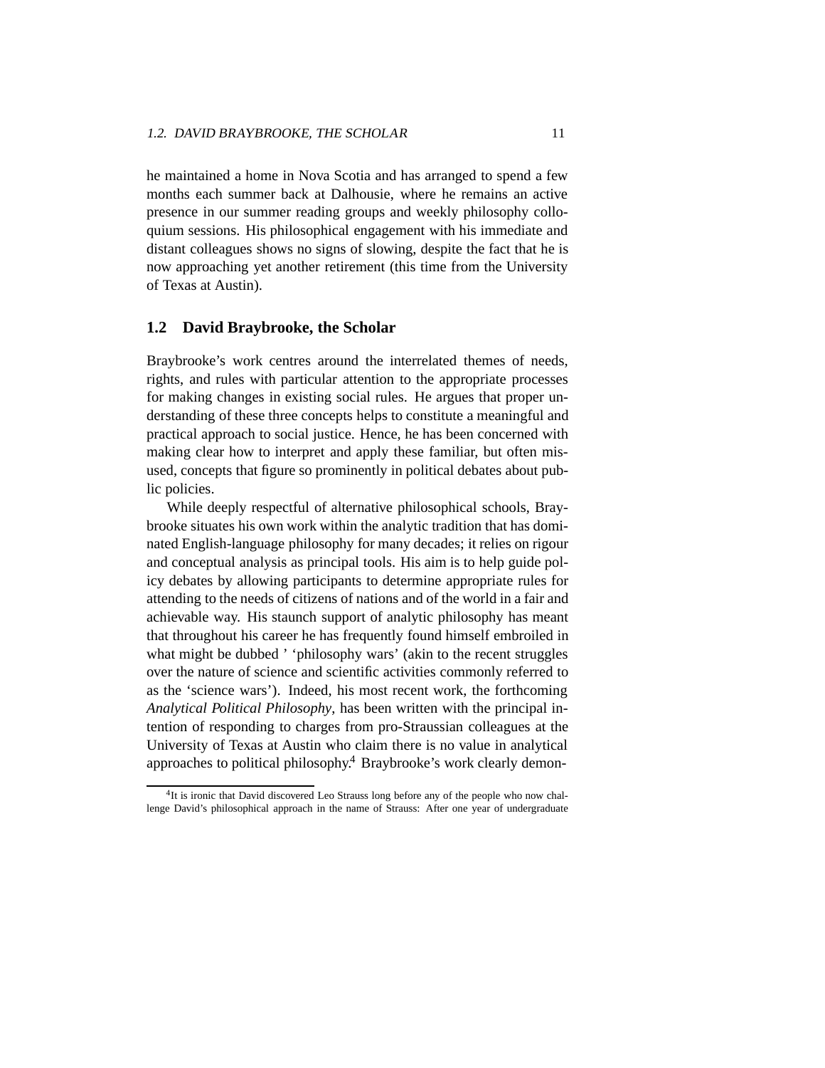he maintained a home in Nova Scotia and has arranged to spend a few months each summer back at Dalhousie, where he remains an active presence in our summer reading groups and weekly philosophy colloquium sessions. His philosophical engagement with his immediate and distant colleagues shows no signs of slowing, despite the fact that he is now approaching yet another retirement (this time from the University of Texas at Austin).

## 1.2 David Braybrooke, the Scholar

Braybrooke's work centres around the interrelated themes of needs, rights, and rules with particular attention to the appropriate processes for making changes in existing social rules. He argues that proper understanding of these three concepts helps to constitute a meaningful and practical approach to social justice. Hence, he has been concerned with making clear how to interpret and apply these familiar, but often misused, concepts that figure so prominently in political debates about public policies.

While deeply respectful of alternative philosophical schools, Braybrooke situates his own work within the analytic tradition that has dominated English-language philosophy for many decades; it relies on rigour and conceptual analysis as principal tools. His aim is to help guide policy debates by allowing participants to determine appropriate rules for attending to the needs of citizens of nations and of the world in a fair and achievable way. His staunch support of analytic philosophy has meant that throughout his career he has frequently found himself embroiled in what might be dubbed ' 'philosophy wars' (akin to the recent struggles over the nature of science and scientific activities commonly referred to as the 'science wars'). Indeed, his most recent work, the forthcoming *Analytical Political Philosophy*, has been written with the principal intention of responding to charges from pro-Straussian colleagues at the University of Texas at Austin who claim there is no value in analytical approaches to political philosophy.[4] Braybrooke's work clearly demon-

[4]It is ironic that David discovered Leo Strauss long before any of the people who now challenge David's philosophical approach in the name of Strauss: After one year of undergraduate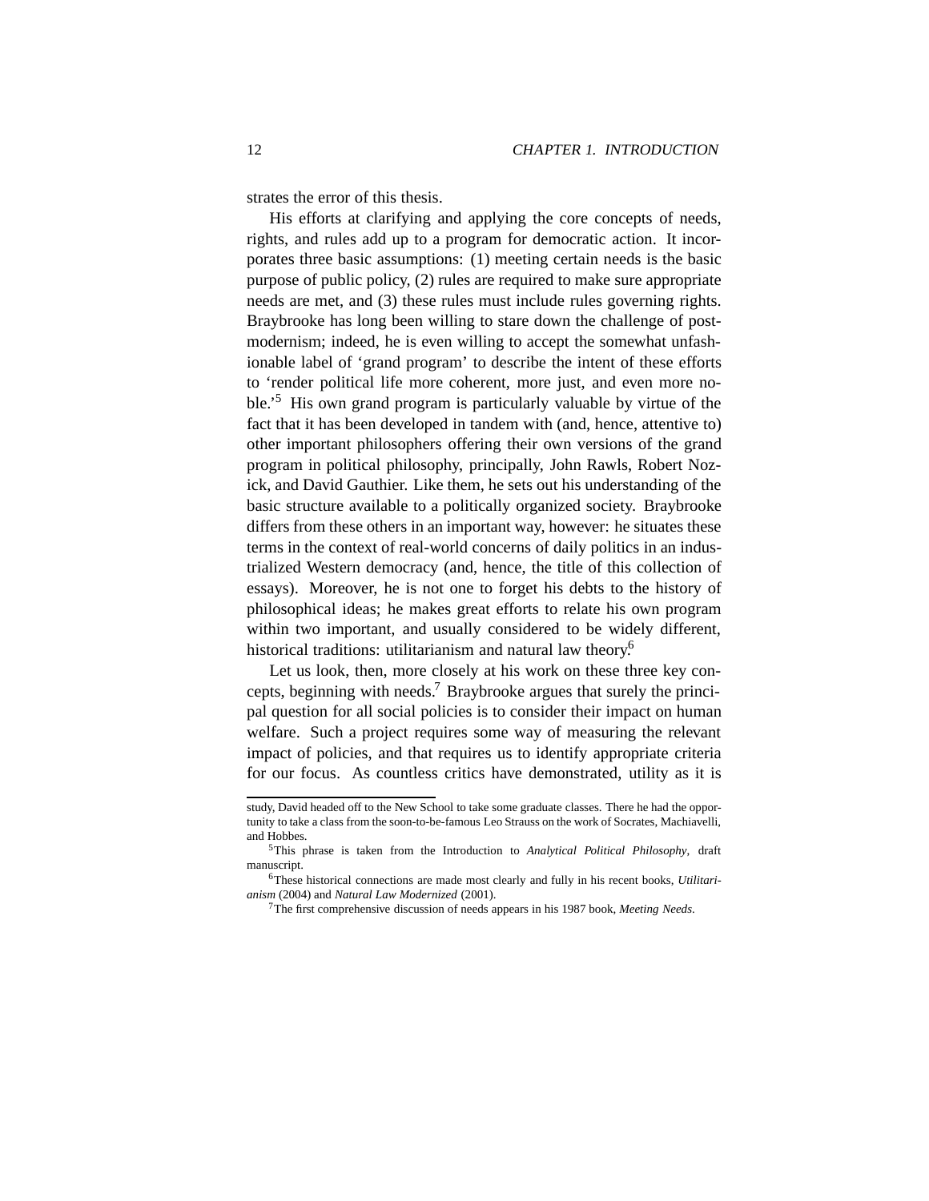strates the error of this thesis.

His efforts at clarifying and applying the core concepts of needs, rights, and rules add up to a program for democratic action. It incorporates three basic assumptions: (1) meeting certain needs is the basic purpose of public policy, (2) rules are required to make sure appropriate needs are met, and (3) these rules must include rules governing rights. Braybrooke has long been willing to stare down the challenge of postmodernism; indeed, he is even willing to accept the somewhat unfashionable label of 'grand program' to describe the intent of these efforts to 'render political life more coherent, more just, and even more noble.'[5] His own grand program is particularly valuable by virtue of the fact that it has been developed in tandem with (and, hence, attentive to) other important philosophers offering their own versions of the grand program in political philosophy, principally, John Rawls, Robert Nozick, and David Gauthier. Like them, he sets out his understanding of the basic structure available to a politically organized society. Braybrooke differs from these others in an important way, however: he situates these terms in the context of real-world concerns of daily politics in an industrialized Western democracy (and, hence, the title of this collection of essays). Moreover, he is not one to forget his debts to the history of philosophical ideas; he makes great efforts to relate his own program within two important, and usually considered to be widely different, historical traditions: utilitarianism and natural law theory.[6]

Let us look, then, more closely at his work on these three key concepts, beginning with needs.[7] Braybrooke argues that surely the principal question for all social policies is to consider their impact on human welfare. Such a project requires some way of measuring the relevant impact of policies, and that requires us to identify appropriate criteria for our focus. As countless critics have demonstrated, utility as it is

---

study, David headed off to the New School to take some graduate classes. There he had the opportunity to take a class from the soon-to-be-famous Leo Strauss on the work of Socrates, Machiavelli, and Hobbes.

[5] This phrase is taken from the Introduction to *Analytical Political Philosophy*, draft manuscript.

[6] These historical connections are made most clearly and fully in his recent books, *Utilitarianism* (2004) and *Natural Law Modernized* (2001).

[7] The first comprehensive discussion of needs appears in his 1987 book, *Meeting Needs*.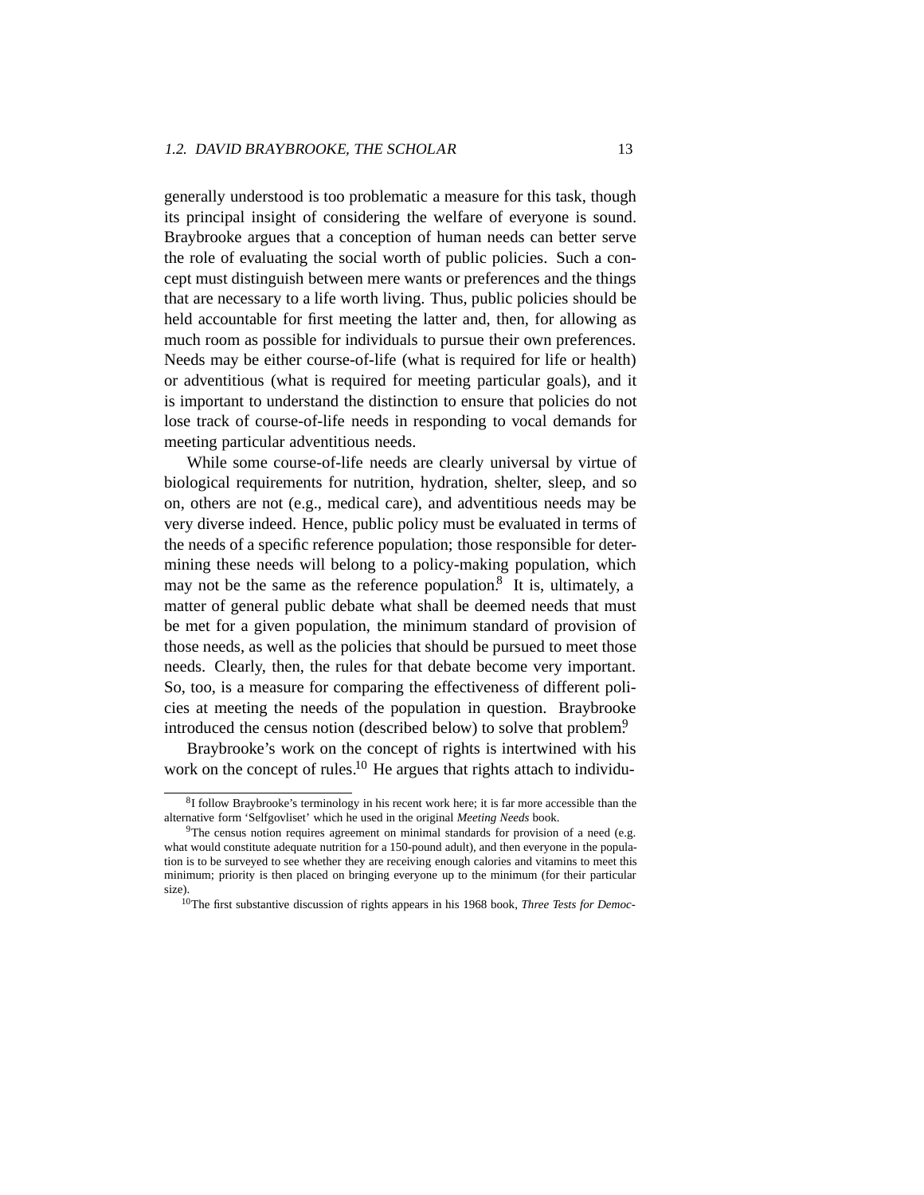generally understood is too problematic a measure for this task, though its principal insight of considering the welfare of everyone is sound. Braybrooke argues that a conception of human needs can better serve the role of evaluating the social worth of public policies. Such a concept must distinguish between mere wants or preferences and the things that are necessary to a life worth living. Thus, public policies should be held accountable for first meeting the latter and, then, for allowing as much room as possible for individuals to pursue their own preferences. Needs may be either course-of-life (what is required for life or health) or adventitious (what is required for meeting particular goals), and it is important to understand the distinction to ensure that policies do not lose track of course-of-life needs in responding to vocal demands for meeting particular adventitious needs.

While some course-of-life needs are clearly universal by virtue of biological requirements for nutrition, hydration, shelter, sleep, and so on, others are not (e.g., medical care), and adventitious needs may be very diverse indeed. Hence, public policy must be evaluated in terms of the needs of a specific reference population; those responsible for determining these needs will belong to a policy-making population, which may not be the same as the reference population.[8] It is, ultimately, a matter of general public debate what shall be deemed needs that must be met for a given population, the minimum standard of provision of those needs, as well as the policies that should be pursued to meet those needs. Clearly, then, the rules for that debate become very important. So, too, is a measure for comparing the effectiveness of different policies at meeting the needs of the population in question. Braybrooke introduced the census notion (described below) to solve that problem.[9]

Braybrooke's work on the concept of rights is intertwined with his work on the concept of rules.[10] He argues that rights attach to individu-

---

[8] I follow Braybrooke's terminology in his recent work here; it is far more accessible than the alternative form 'Selfgovliset' which he used in the original *Meeting Needs* book.

[9] The census notion requires agreement on minimal standards for provision of a need (e.g. what would constitute adequate nutrition for a 150-pound adult), and then everyone in the population is to be surveyed to see whether they are receiving enough calories and vitamins to meet this minimum; priority is then placed on bringing everyone up to the minimum (for their particular size).

[10] The first substantive discussion of rights appears in his 1968 book, *Three Tests for Democ-*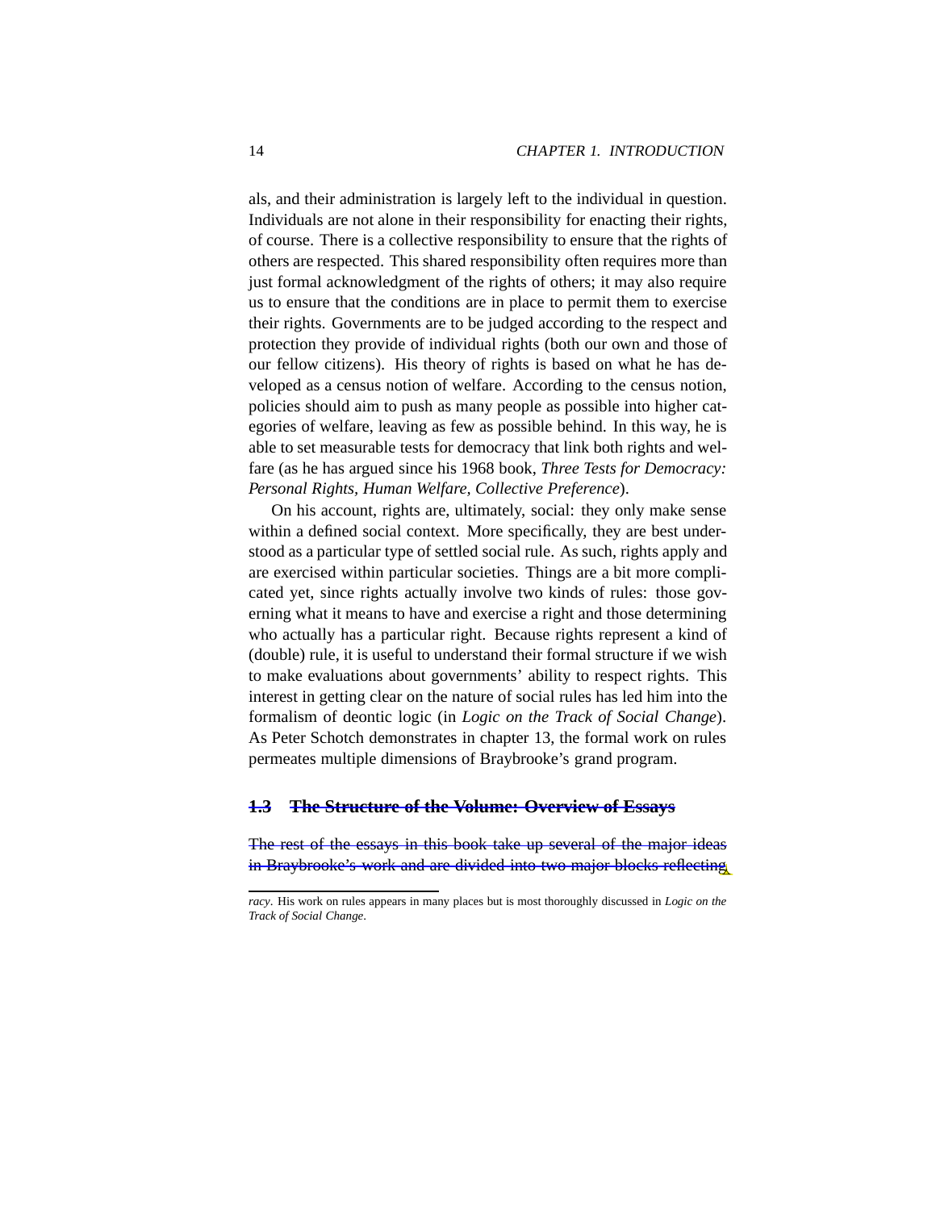als, and their administration is largely left to the individual in question. Individuals are not alone in their responsibility for enacting their rights, of course. There is a collective responsibility to ensure that the rights of others are respected. This shared responsibility often requires more than just formal acknowledgment of the rights of others; it may also require us to ensure that the conditions are in place to permit them to exercise their rights. Governments are to be judged according to the respect and protection they provide of individual rights (both our own and those of our fellow citizens). His theory of rights is based on what he has developed as a census notion of welfare. According to the census notion, policies should aim to push as many people as possible into higher categories of welfare, leaving as few as possible behind. In this way, he is able to set measurable tests for democracy that link both rights and welfare (as he has argued since his 1968 book, *Three Tests for Democracy: Personal Rights, Human Welfare, Collective Preference*).

On his account, rights are, ultimately, social: they only make sense within a defined social context. More specifically, they are best understood as a particular type of settled social rule. As such, rights apply and are exercised within particular societies. Things are a bit more complicated yet, since rights actually involve two kinds of rules: those governing what it means to have and exercise a right and those determining who actually has a particular right. Because rights represent a kind of (double) rule, it is useful to understand their formal structure if we wish to make evaluations about governments' ability to respect rights. This interest in getting clear on the nature of social rules has led him into the formalism of deontic logic (in *Logic on the Track of Social Change*). As Peter Schotch demonstrates in chapter 13, the formal work on rules permeates multiple dimensions of Braybrooke's grand program.

## ~~1.3 The Structure of the Volume: Overview of Essays~~

~~The rest of the essays in this book take up several of the major ideas in Braybrooke's work and are divided into two major blocks reflecting~~

---

*racy*. His work on rules appears in many places but is most thoroughly discussed in *Logic on the Track of Social Change*.